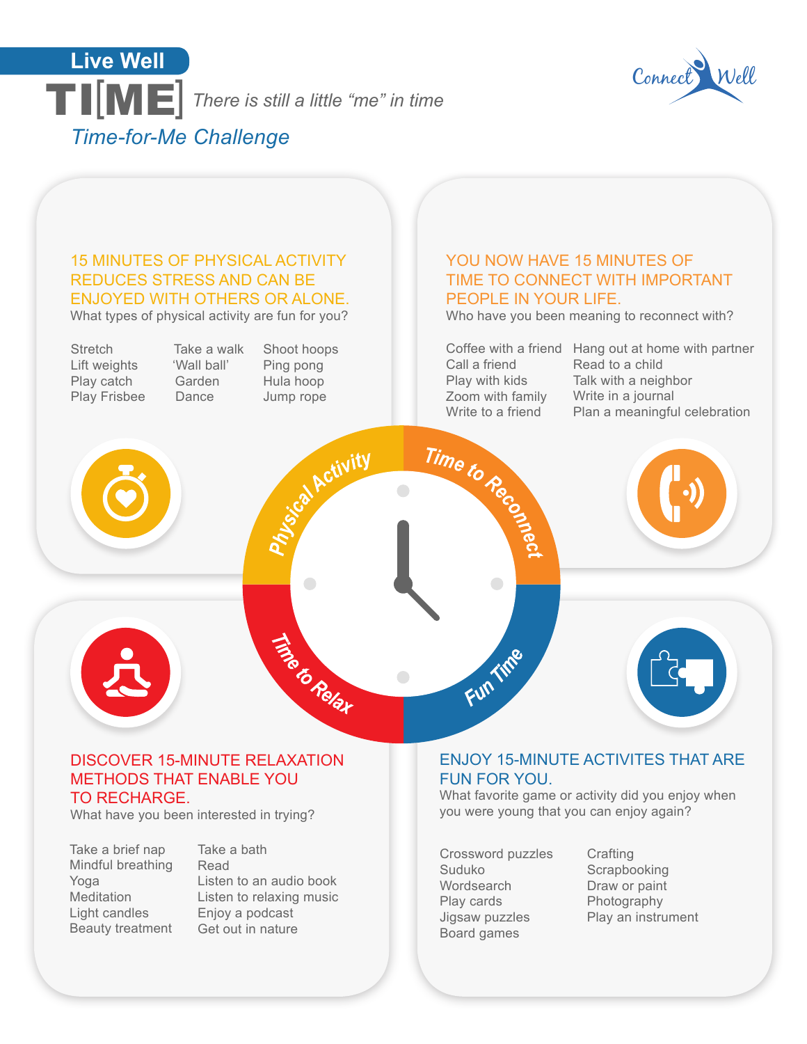Live Well

# TI[ME] *There is still a little "me" in time*

## *Time-for-Me Challenge*

Connect Well

### Physical Activity

**15 MINUTES OF PHYSICAL ACTIVITY REDUCES STRESS AND CAN BE ENJOYED WITH OTHERS OR ALONE.**

What types of physical activity are fun for you?

- Stretch
- Lift weights
- Play catch
- Play Frisbee
- Take a walk
- 'Wall ball'
- Garden
- Dance
- Shoot hoops
- Ping pong
- Hula hoop
- Jump rope

### Time to Reconnect

**YOU NOW HAVE 15 MINUTES OF TIME TO CONNECT WITH IMPORTANT PEOPLE IN YOUR LIFE.**

Who have you been meaning to reconnect with?

- Coffee with a friend
- Call a friend
- Play with kids
- Zoom with family
- Write to a friend
- Hang out at home with partner
- Read to a child
- Talk with a neighbor
- Write in a journal
- Plan a meaningful celebration

### Time to Relax

**DISCOVER 15-MINUTE RELAXATION METHODS THAT ENABLE YOU TO RECHARGE.**

What have you been interested in trying?

- Take a brief nap
- Mindful breathing
- Yoga
- Meditation
- Light candles
- Beauty treatment
- Take a bath
- Read
- Listen to an audio book
- Listen to relaxing music
- Enjoy a podcast
- Get out in nature

### Fun Time

**ENJOY 15-MINUTE ACTIVITES THAT ARE FUN FOR YOU.**

What favorite game or activity did you enjoy when you were young that you can enjoy again?

- Crossword puzzles
- Suduko
- Wordsearch
- Play cards
- Jigsaw puzzles
- Board games
- Crafting
- Scrapbooking
- Draw or paint
- Photography
- Play an instrument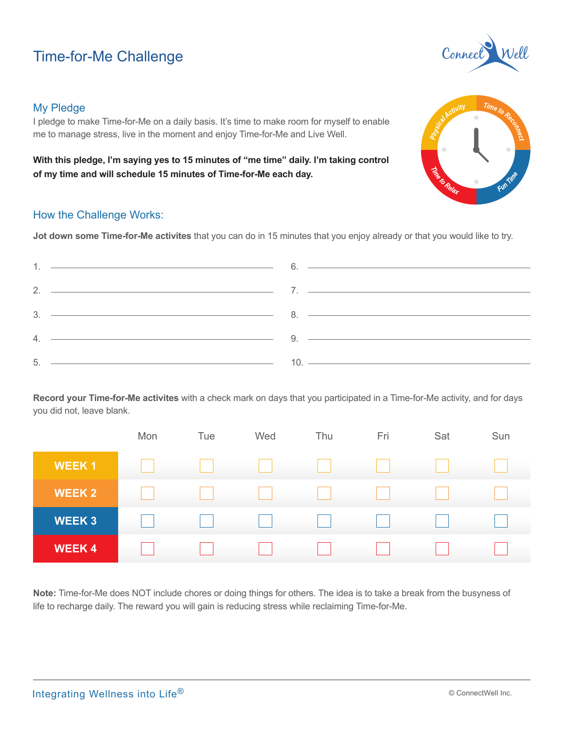# Time-for-Me Challenge

ConnectWell

## My Pledge

I pledge to make Time-for-Me on a daily basis. It's time to make room for myself to enable me to manage stress, live in the moment and enjoy Time-for-Me and Live Well.

**With this pledge, I'm saying yes to 15 minutes of "me time" daily. I'm taking control of my time and will schedule 15 minutes of Time-for-Me each day.**

Physical Activity
Time to Reconnect
Fun Time
Time to Relax

## How the Challenge Works:

**Jot down some Time-for-Me activites** that you can do in 15 minutes that you enjoy already or that you would like to try.

1. ______________________
2. ______________________
3. ______________________
4. ______________________
5. ______________________
6. ______________________
7. ______________________
8. ______________________
9. ______________________
10. ______________________

**Record your Time-for-Me activites** with a check mark on days that you participated in a Time-for-Me activity, and for days you did not, leave blank.

| | Mon | Tue | Wed | Thu | Fri | Sat | Sun |
|---|---|---|---|---|---|---|---|
| **WEEK 1** | ☐ | ☐ | ☐ | ☐ | ☐ | ☐ | ☐ |
| **WEEK 2** | ☐ | ☐ | ☐ | ☐ | ☐ | ☐ | ☐ |
| **WEEK 3** | ☐ | ☐ | ☐ | ☐ | ☐ | ☐ | ☐ |
| **WEEK 4** | ☐ | ☐ | ☐ | ☐ | ☐ | ☐ | ☐ |

**Note:** Time-for-Me does NOT include chores or doing things for others. The idea is to take a break from the busyness of life to recharge daily. The reward you will gain is reducing stress while reclaiming Time-for-Me.

Integrating Wellness into Life®

© ConnectWell Inc.